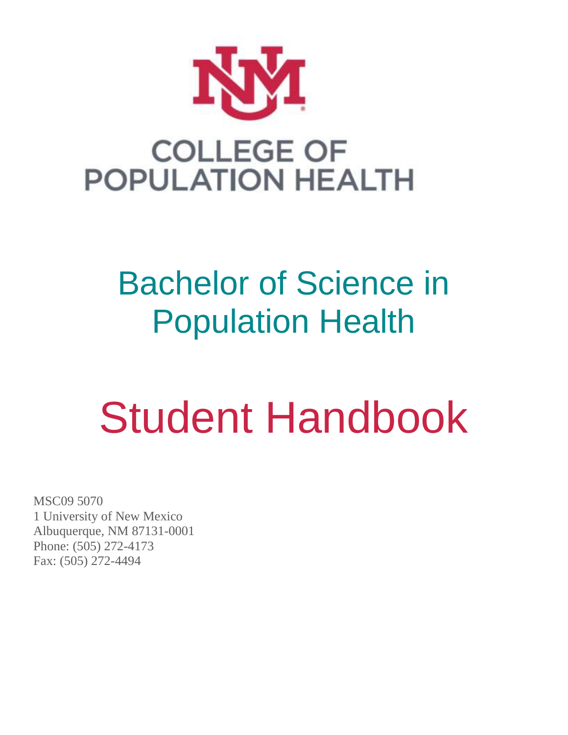COLLEGE OF POPULATION HEALTH

# Bachelor of Science in Population Health

# Student Handbook

MSC09 5070
1 University of New Mexico
Albuquerque, NM 87131-0001
Phone: (505) 272-4173
Fax: (505) 272-4494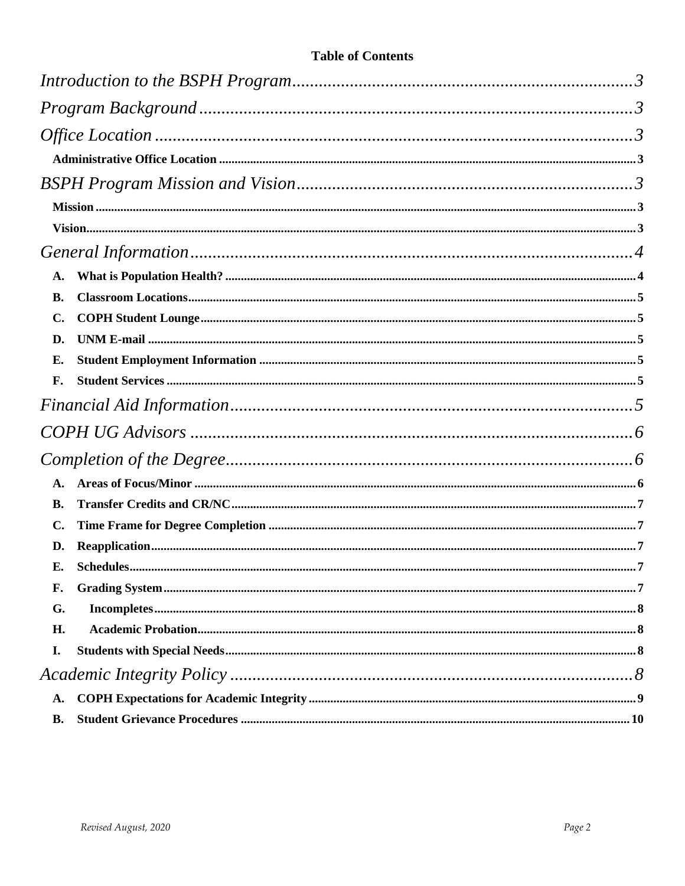**Table of Contents**

*Introduction to the BSPH Program* .......... 3

*Program Background* .......... 3

*Office Location* .......... 3

- **Administrative Office Location** .......... 3

*BSPH Program Mission and Vision* .......... 3

- **Mission** .......... 3
- **Vision** .......... 3

*General Information* .......... 4

- **A. What is Population Health?** .......... 4
- **B. Classroom Locations** .......... 5
- **C. COPH Student Lounge** .......... 5
- **D. UNM E-mail** .......... 5
- **E. Student Employment Information** .......... 5
- **F. Student Services** .......... 5

*Financial Aid Information* .......... 5

*COPH UG Advisors* .......... 6

*Completion of the Degree* .......... 6

- **A. Areas of Focus/Minor** .......... 6
- **B. Transfer Credits and CR/NC** .......... 7
- **C. Time Frame for Degree Completion** .......... 7
- **D. Reapplication** .......... 7
- **E. Schedules** .......... 7
- **F. Grading System** .......... 7
- **G. Incompletes** .......... 8
- **H. Academic Probation** .......... 8
- **I. Students with Special Needs** .......... 8

*Academic Integrity Policy* .......... 8

- **A. COPH Expectations for Academic Integrity** .......... 9
- **B. Student Grievance Procedures** .......... 10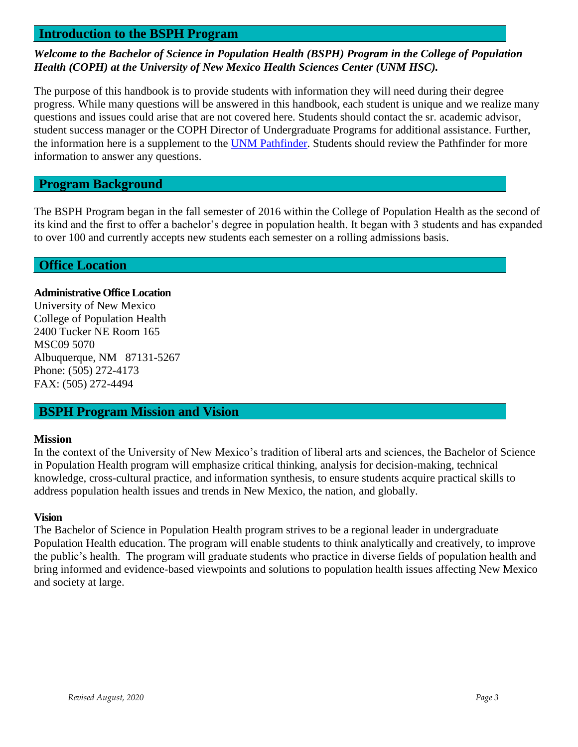## Introduction to the BSPH Program

***Welcome to the Bachelor of Science in Population Health (BSPH) Program in the College of Population Health (COPH) at the University of New Mexico Health Sciences Center (UNM HSC).***

The purpose of this handbook is to provide students with information they will need during their degree progress. While many questions will be answered in this handbook, each student is unique and we realize many questions and issues could arise that are not covered here. Students should contact the sr. academic advisor, student success manager or the COPH Director of Undergraduate Programs for additional assistance. Further, the information here is a supplement to the [UNM Pathfinder](). Students should review the Pathfinder for more information to answer any questions.

## Program Background

The BSPH Program began in the fall semester of 2016 within the College of Population Health as the second of its kind and the first to offer a bachelor's degree in population health. It began with 3 students and has expanded to over 100 and currently accepts new students each semester on a rolling admissions basis.

## Office Location

**Administrative Office Location**
University of New Mexico
College of Population Health
2400 Tucker NE Room 165
MSC09 5070
Albuquerque, NM 87131-5267
Phone: (505) 272-4173
FAX: (505) 272-4494

## BSPH Program Mission and Vision

**Mission**

In the context of the University of New Mexico's tradition of liberal arts and sciences, the Bachelor of Science in Population Health program will emphasize critical thinking, analysis for decision-making, technical knowledge, cross-cultural practice, and information synthesis, to ensure students acquire practical skills to address population health issues and trends in New Mexico, the nation, and globally.

**Vision**

The Bachelor of Science in Population Health program strives to be a regional leader in undergraduate Population Health education. The program will enable students to think analytically and creatively, to improve the public's health. The program will graduate students who practice in diverse fields of population health and bring informed and evidence-based viewpoints and solutions to population health issues affecting New Mexico and society at large.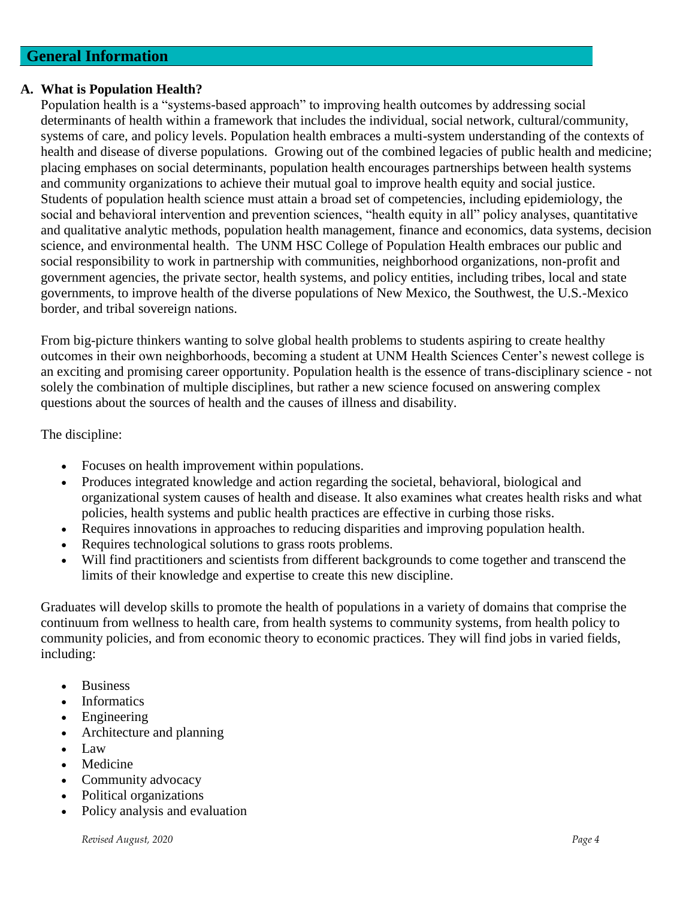## General Information

### A. What is Population Health?

Population health is a "systems-based approach" to improving health outcomes by addressing social determinants of health within a framework that includes the individual, social network, cultural/community, systems of care, and policy levels. Population health embraces a multi-system understanding of the contexts of health and disease of diverse populations. Growing out of the combined legacies of public health and medicine; placing emphases on social determinants, population health encourages partnerships between health systems and community organizations to achieve their mutual goal to improve health equity and social justice. Students of population health science must attain a broad set of competencies, including epidemiology, the social and behavioral intervention and prevention sciences, "health equity in all" policy analyses, quantitative and qualitative analytic methods, population health management, finance and economics, data systems, decision science, and environmental health. The UNM HSC College of Population Health embraces our public and social responsibility to work in partnership with communities, neighborhood organizations, non-profit and government agencies, the private sector, health systems, and policy entities, including tribes, local and state governments, to improve health of the diverse populations of New Mexico, the Southwest, the U.S.-Mexico border, and tribal sovereign nations.

From big-picture thinkers wanting to solve global health problems to students aspiring to create healthy outcomes in their own neighborhoods, becoming a student at UNM Health Sciences Center's newest college is an exciting and promising career opportunity. Population health is the essence of trans-disciplinary science - not solely the combination of multiple disciplines, but rather a new science focused on answering complex questions about the sources of health and the causes of illness and disability.

The discipline:

- Focuses on health improvement within populations.
- Produces integrated knowledge and action regarding the societal, behavioral, biological and organizational system causes of health and disease. It also examines what creates health risks and what policies, health systems and public health practices are effective in curbing those risks.
- Requires innovations in approaches to reducing disparities and improving population health.
- Requires technological solutions to grass roots problems.
- Will find practitioners and scientists from different backgrounds to come together and transcend the limits of their knowledge and expertise to create this new discipline.

Graduates will develop skills to promote the health of populations in a variety of domains that comprise the continuum from wellness to health care, from health systems to community systems, from health policy to community policies, and from economic theory to economic practices. They will find jobs in varied fields, including:

- Business
- Informatics
- Engineering
- Architecture and planning
- Law
- Medicine
- Community advocacy
- Political organizations
- Policy analysis and evaluation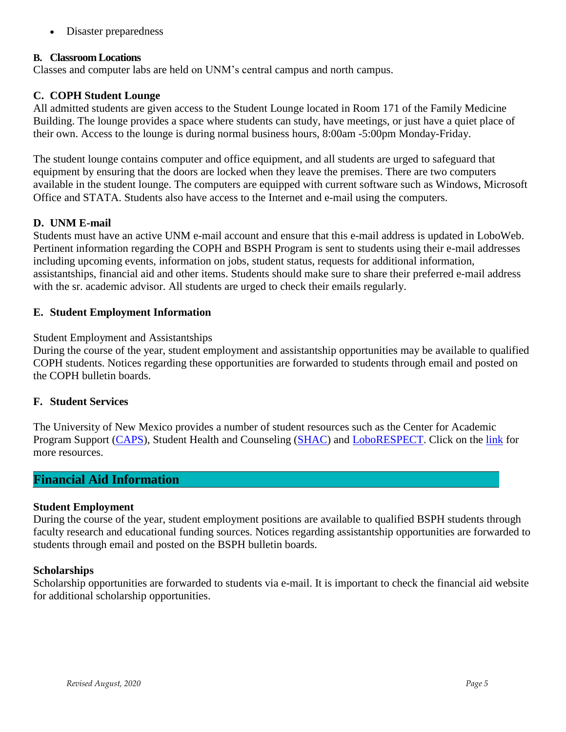- Disaster preparedness

### B. Classroom Locations

Classes and computer labs are held on UNM's central campus and north campus.

### C. COPH Student Lounge

All admitted students are given access to the Student Lounge located in Room 171 of the Family Medicine Building. The lounge provides a space where students can study, have meetings, or just have a quiet place of their own. Access to the lounge is during normal business hours, 8:00am -5:00pm Monday-Friday.

The student lounge contains computer and office equipment, and all students are urged to safeguard that equipment by ensuring that the doors are locked when they leave the premises. There are two computers available in the student lounge. The computers are equipped with current software such as Windows, Microsoft Office and STATA. Students also have access to the Internet and e-mail using the computers.

### D. UNM E-mail

Students must have an active UNM e-mail account and ensure that this e-mail address is updated in LoboWeb. Pertinent information regarding the COPH and BSPH Program is sent to students using their e-mail addresses including upcoming events, information on jobs, student status, requests for additional information, assistantships, financial aid and other items. Students should make sure to share their preferred e-mail address with the sr. academic advisor. All students are urged to check their emails regularly.

### E. Student Employment Information

Student Employment and Assistantships

During the course of the year, student employment and assistantship opportunities may be available to qualified COPH students. Notices regarding these opportunities are forwarded to students through email and posted on the COPH bulletin boards.

### F. Student Services

The University of New Mexico provides a number of student resources such as the Center for Academic Program Support (CAPS), Student Health and Counseling (SHAC) and LoboRESPECT. Click on the link for more resources.

## Financial Aid Information

**Student Employment**

During the course of the year, student employment positions are available to qualified BSPH students through faculty research and educational funding sources. Notices regarding assistantship opportunities are forwarded to students through email and posted on the BSPH bulletin boards.

**Scholarships**

Scholarship opportunities are forwarded to students via e-mail. It is important to check the financial aid website for additional scholarship opportunities.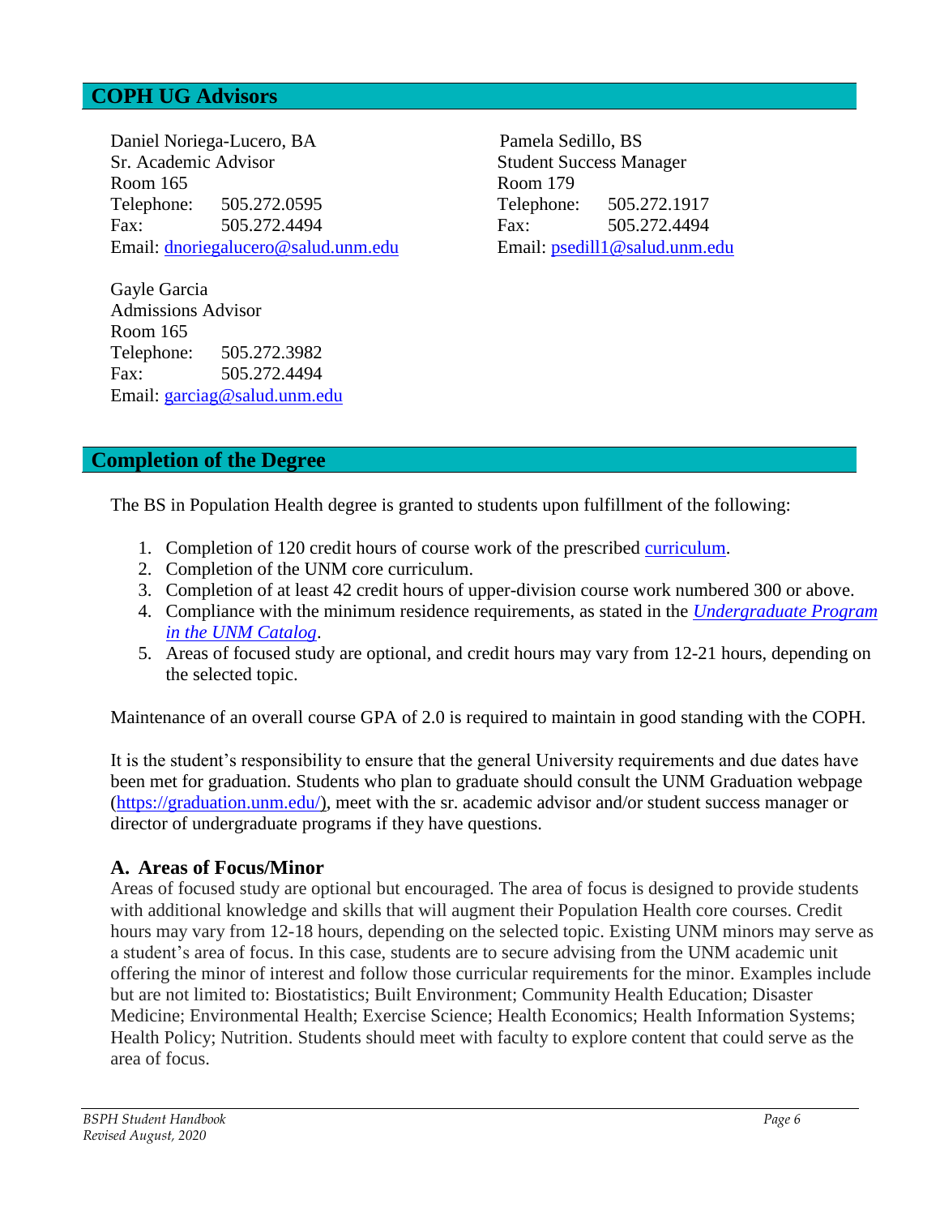## COPH UG Advisors

Daniel Noriega-Lucero, BA
Sr. Academic Advisor
Room 165
Telephone: 505.272.0595
Fax: 505.272.4494
Email: [dnoriegalucero@salud.unm.edu](mailto:dnoriegalucero@salud.unm.edu)

Pamela Sedillo, BS
Student Success Manager
Room 179
Telephone: 505.272.1917
Fax: 505.272.4494
Email: [psedill1@salud.unm.edu](mailto:psedill1@salud.unm.edu)

Gayle Garcia
Admissions Advisor
Room 165
Telephone: 505.272.3982
Fax: 505.272.4494
Email: [garciag@salud.unm.edu](mailto:garciag@salud.unm.edu)

## Completion of the Degree

The BS in Population Health degree is granted to students upon fulfillment of the following:

1. Completion of 120 credit hours of course work of the prescribed curriculum.
2. Completion of the UNM core curriculum.
3. Completion of at least 42 credit hours of upper-division course work numbered 300 or above.
4. Compliance with the minimum residence requirements, as stated in the *Undergraduate Program in the UNM Catalog*.
5. Areas of focused study are optional, and credit hours may vary from 12-21 hours, depending on the selected topic.

Maintenance of an overall course GPA of 2.0 is required to maintain in good standing with the COPH.

It is the student's responsibility to ensure that the general University requirements and due dates have been met for graduation. Students who plan to graduate should consult the UNM Graduation webpage (https://graduation.unm.edu/), meet with the sr. academic advisor and/or student success manager or director of undergraduate programs if they have questions.

### A. Areas of Focus/Minor

Areas of focused study are optional but encouraged. The area of focus is designed to provide students with additional knowledge and skills that will augment their Population Health core courses. Credit hours may vary from 12-18 hours, depending on the selected topic. Existing UNM minors may serve as a student's area of focus. In this case, students are to secure advising from the UNM academic unit offering the minor of interest and follow those curricular requirements for the minor. Examples include but are not limited to: Biostatistics; Built Environment; Community Health Education; Disaster Medicine; Environmental Health; Exercise Science; Health Economics; Health Information Systems; Health Policy; Nutrition. Students should meet with faculty to explore content that could serve as the area of focus.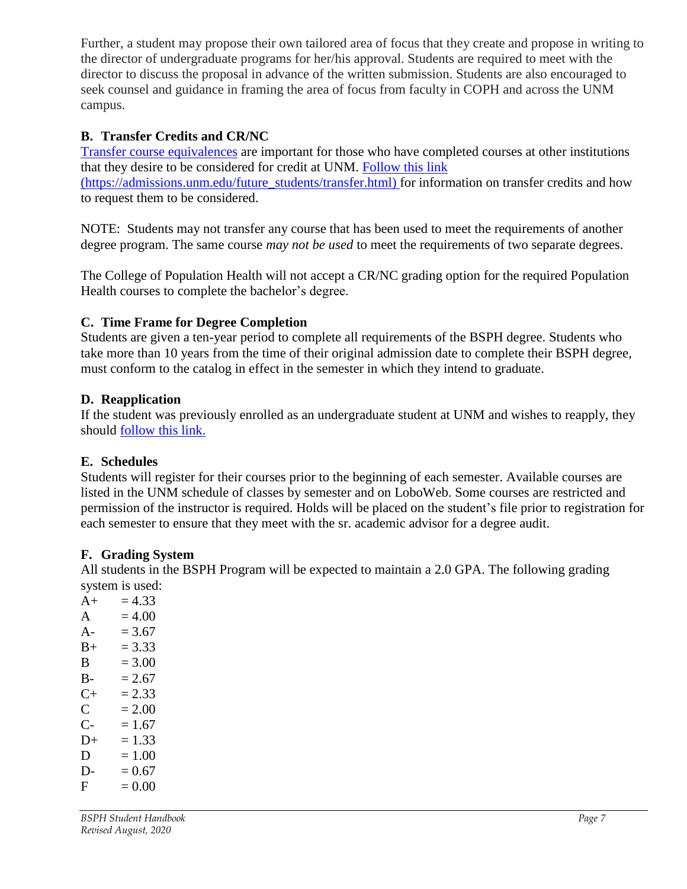Further, a student may propose their own tailored area of focus that they create and propose in writing to the director of undergraduate programs for her/his approval. Students are required to meet with the director to discuss the proposal in advance of the written submission. Students are also encouraged to seek counsel and guidance in framing the area of focus from faculty in COPH and across the UNM campus.

### B. Transfer Credits and CR/NC

Transfer course equivalences are important for those who have completed courses at other institutions that they desire to be considered for credit at UNM. Follow this link (https://admissions.unm.edu/future_students/transfer.html) for information on transfer credits and how to request them to be considered.

NOTE: Students may not transfer any course that has been used to meet the requirements of another degree program. The same course *may not be used* to meet the requirements of two separate degrees.

The College of Population Health will not accept a CR/NC grading option for the required Population Health courses to complete the bachelor's degree.

### C. Time Frame for Degree Completion

Students are given a ten-year period to complete all requirements of the BSPH degree. Students who take more than 10 years from the time of their original admission date to complete their BSPH degree, must conform to the catalog in effect in the semester in which they intend to graduate.

### D. Reapplication

If the student was previously enrolled as an undergraduate student at UNM and wishes to reapply, they should follow this link.

### E. Schedules

Students will register for their courses prior to the beginning of each semester. Available courses are listed in the UNM schedule of classes by semester and on LoboWeb. Some courses are restricted and permission of the instructor is required. Holds will be placed on the student's file prior to registration for each semester to ensure that they meet with the sr. academic advisor for a degree audit.

### F. Grading System

All students in the BSPH Program will be expected to maintain a 2.0 GPA. The following grading system is used:

A+ = 4.33
A = 4.00
A- = 3.67
B+ = 3.33
B = 3.00
B- = 2.67
C+ = 2.33
C = 2.00
C- = 1.67
D+ = 1.33
D = 1.00
D- = 0.67
F = 0.00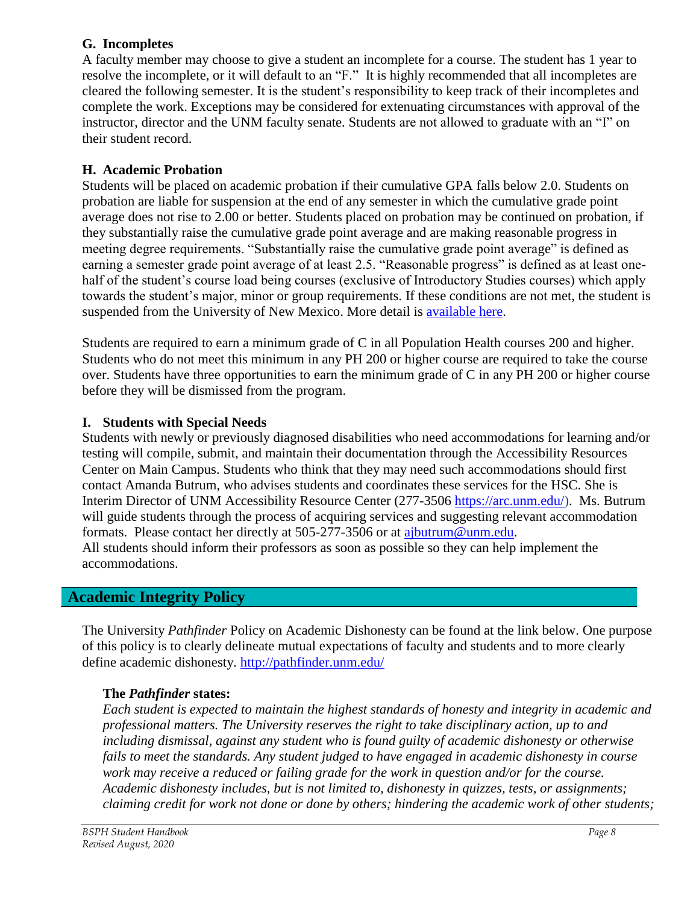### G. Incompletes

A faculty member may choose to give a student an incomplete for a course. The student has 1 year to resolve the incomplete, or it will default to an "F." It is highly recommended that all incompletes are cleared the following semester. It is the student's responsibility to keep track of their incompletes and complete the work. Exceptions may be considered for extenuating circumstances with approval of the instructor, director and the UNM faculty senate. Students are not allowed to graduate with an "I" on their student record.

### H. Academic Probation

Students will be placed on academic probation if their cumulative GPA falls below 2.0. Students on probation are liable for suspension at the end of any semester in which the cumulative grade point average does not rise to 2.00 or better. Students placed on probation may be continued on probation, if they substantially raise the cumulative grade point average and are making reasonable progress in meeting degree requirements. "Substantially raise the cumulative grade point average" is defined as earning a semester grade point average of at least 2.5. "Reasonable progress" is defined as at least one-half of the student's course load being courses (exclusive of Introductory Studies courses) which apply towards the student's major, minor or group requirements. If these conditions are not met, the student is suspended from the University of New Mexico. More detail is available here.

Students are required to earn a minimum grade of C in all Population Health courses 200 and higher. Students who do not meet this minimum in any PH 200 or higher course are required to take the course over. Students have three opportunities to earn the minimum grade of C in any PH 200 or higher course before they will be dismissed from the program.

### I. Students with Special Needs

Students with newly or previously diagnosed disabilities who need accommodations for learning and/or testing will compile, submit, and maintain their documentation through the Accessibility Resources Center on Main Campus. Students who think that they may need such accommodations should first contact Amanda Butrum, who advises students and coordinates these services for the HSC. She is Interim Director of UNM Accessibility Resource Center (277-3506 https://arc.unm.edu/). Ms. Butrum will guide students through the process of acquiring services and suggesting relevant accommodation formats. Please contact her directly at 505-277-3506 or at ajbutrum@unm.edu.
All students should inform their professors as soon as possible so they can help implement the accommodations.

## Academic Integrity Policy

The University *Pathfinder* Policy on Academic Dishonesty can be found at the link below. One purpose of this policy is to clearly delineate mutual expectations of faculty and students and to more clearly define academic dishonesty. http://pathfinder.unm.edu/

**The *Pathfinder* states:**
*Each student is expected to maintain the highest standards of honesty and integrity in academic and professional matters. The University reserves the right to take disciplinary action, up to and including dismissal, against any student who is found guilty of academic dishonesty or otherwise fails to meet the standards. Any student judged to have engaged in academic dishonesty in course work may receive a reduced or failing grade for the work in question and/or for the course. Academic dishonesty includes, but is not limited to, dishonesty in quizzes, tests, or assignments; claiming credit for work not done or done by others; hindering the academic work of other students;*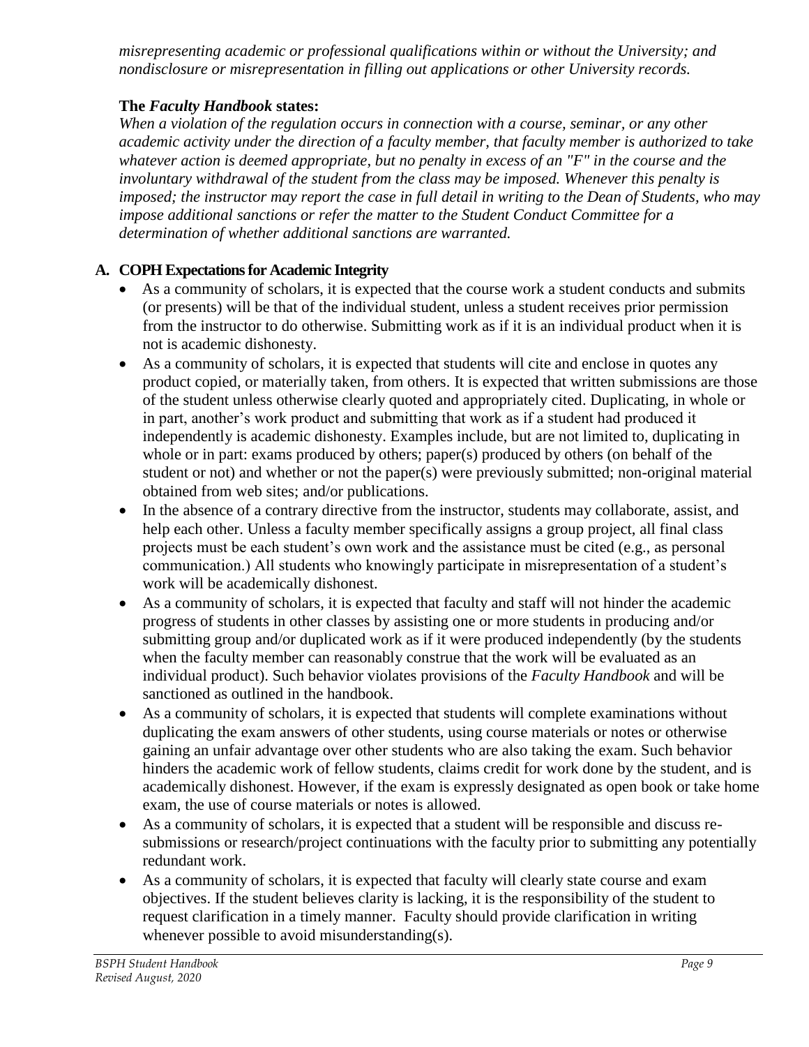*misrepresenting academic or professional qualifications within or without the University; and nondisclosure or misrepresentation in filling out applications or other University records.*

**The *Faculty Handbook* states:**

*When a violation of the regulation occurs in connection with a course, seminar, or any other academic activity under the direction of a faculty member, that faculty member is authorized to take whatever action is deemed appropriate, but no penalty in excess of an "F" in the course and the involuntary withdrawal of the student from the class may be imposed. Whenever this penalty is imposed; the instructor may report the case in full detail in writing to the Dean of Students, who may impose additional sanctions or refer the matter to the Student Conduct Committee for a determination of whether additional sanctions are warranted.*

### A. COPH Expectations for Academic Integrity

- As a community of scholars, it is expected that the course work a student conducts and submits (or presents) will be that of the individual student, unless a student receives prior permission from the instructor to do otherwise. Submitting work as if it is an individual product when it is not is academic dishonesty.
- As a community of scholars, it is expected that students will cite and enclose in quotes any product copied, or materially taken, from others. It is expected that written submissions are those of the student unless otherwise clearly quoted and appropriately cited. Duplicating, in whole or in part, another's work product and submitting that work as if a student had produced it independently is academic dishonesty. Examples include, but are not limited to, duplicating in whole or in part: exams produced by others; paper(s) produced by others (on behalf of the student or not) and whether or not the paper(s) were previously submitted; non-original material obtained from web sites; and/or publications.
- In the absence of a contrary directive from the instructor, students may collaborate, assist, and help each other. Unless a faculty member specifically assigns a group project, all final class projects must be each student's own work and the assistance must be cited (e.g., as personal communication.) All students who knowingly participate in misrepresentation of a student's work will be academically dishonest.
- As a community of scholars, it is expected that faculty and staff will not hinder the academic progress of students in other classes by assisting one or more students in producing and/or submitting group and/or duplicated work as if it were produced independently (by the students when the faculty member can reasonably construe that the work will be evaluated as an individual product). Such behavior violates provisions of the *Faculty Handbook* and will be sanctioned as outlined in the handbook.
- As a community of scholars, it is expected that students will complete examinations without duplicating the exam answers of other students, using course materials or notes or otherwise gaining an unfair advantage over other students who are also taking the exam. Such behavior hinders the academic work of fellow students, claims credit for work done by the student, and is academically dishonest. However, if the exam is expressly designated as open book or take home exam, the use of course materials or notes is allowed.
- As a community of scholars, it is expected that a student will be responsible and discuss re-submissions or research/project continuations with the faculty prior to submitting any potentially redundant work.
- As a community of scholars, it is expected that faculty will clearly state course and exam objectives. If the student believes clarity is lacking, it is the responsibility of the student to request clarification in a timely manner. Faculty should provide clarification in writing whenever possible to avoid misunderstanding(s).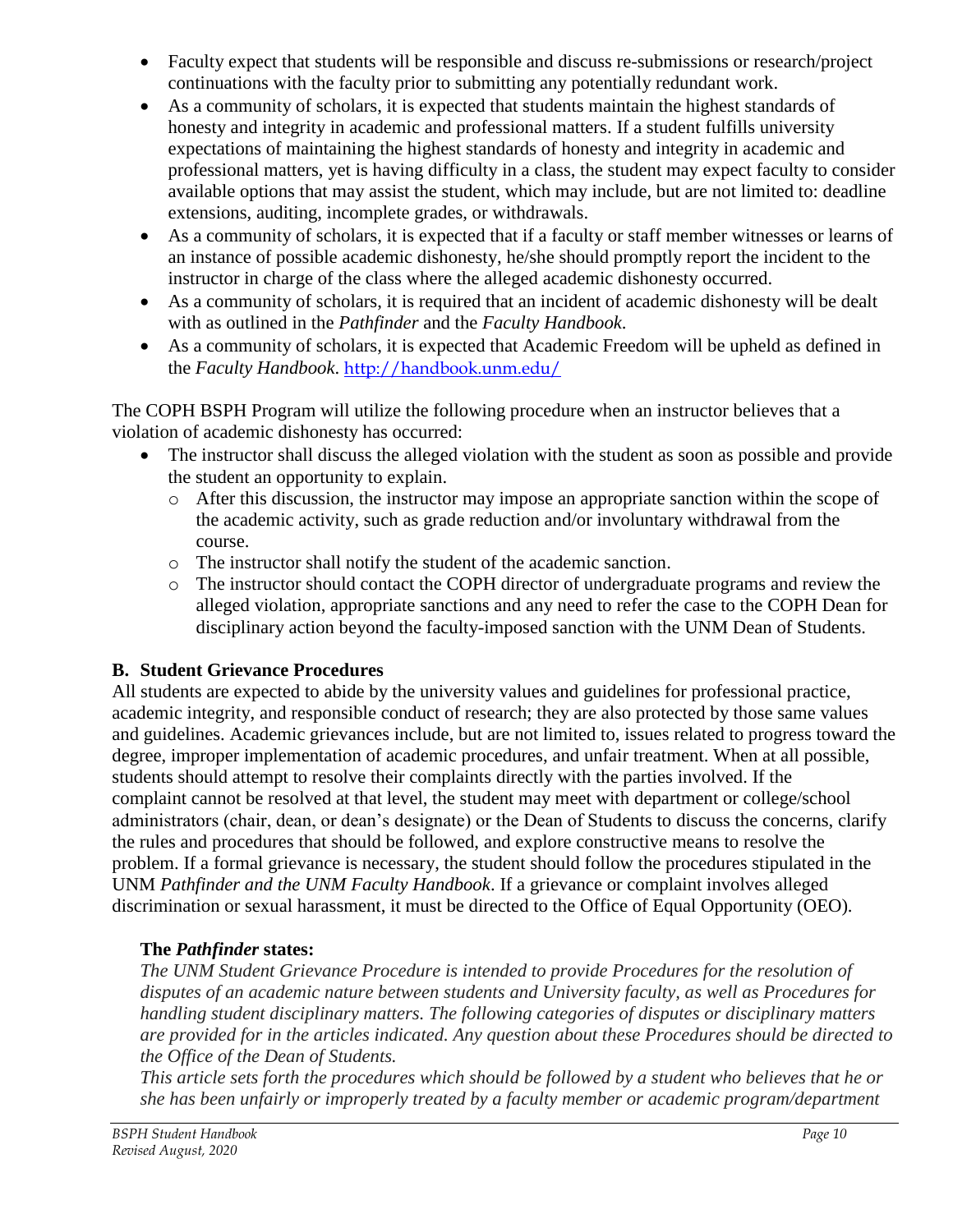- Faculty expect that students will be responsible and discuss re-submissions or research/project continuations with the faculty prior to submitting any potentially redundant work.
- As a community of scholars, it is expected that students maintain the highest standards of honesty and integrity in academic and professional matters. If a student fulfills university expectations of maintaining the highest standards of honesty and integrity in academic and professional matters, yet is having difficulty in a class, the student may expect faculty to consider available options that may assist the student, which may include, but are not limited to: deadline extensions, auditing, incomplete grades, or withdrawals.
- As a community of scholars, it is expected that if a faculty or staff member witnesses or learns of an instance of possible academic dishonesty, he/she should promptly report the incident to the instructor in charge of the class where the alleged academic dishonesty occurred.
- As a community of scholars, it is required that an incident of academic dishonesty will be dealt with as outlined in the *Pathfinder* and the *Faculty Handbook*.
- As a community of scholars, it is expected that Academic Freedom will be upheld as defined in the *Faculty Handbook*. http://handbook.unm.edu/

The COPH BSPH Program will utilize the following procedure when an instructor believes that a violation of academic dishonesty has occurred:

- The instructor shall discuss the alleged violation with the student as soon as possible and provide the student an opportunity to explain.
  - After this discussion, the instructor may impose an appropriate sanction within the scope of the academic activity, such as grade reduction and/or involuntary withdrawal from the course.
  - The instructor shall notify the student of the academic sanction.
  - The instructor should contact the COPH director of undergraduate programs and review the alleged violation, appropriate sanctions and any need to refer the case to the COPH Dean for disciplinary action beyond the faculty-imposed sanction with the UNM Dean of Students.

### B. Student Grievance Procedures

All students are expected to abide by the university values and guidelines for professional practice, academic integrity, and responsible conduct of research; they are also protected by those same values and guidelines. Academic grievances include, but are not limited to, issues related to progress toward the degree, improper implementation of academic procedures, and unfair treatment. When at all possible, students should attempt to resolve their complaints directly with the parties involved. If the complaint cannot be resolved at that level, the student may meet with department or college/school administrators (chair, dean, or dean's designate) or the Dean of Students to discuss the concerns, clarify the rules and procedures that should be followed, and explore constructive means to resolve the problem. If a formal grievance is necessary, the student should follow the procedures stipulated in the UNM *Pathfinder and the UNM Faculty Handbook*. If a grievance or complaint involves alleged discrimination or sexual harassment, it must be directed to the Office of Equal Opportunity (OEO).

**The *Pathfinder* states:**

*The UNM Student Grievance Procedure is intended to provide Procedures for the resolution of disputes of an academic nature between students and University faculty, as well as Procedures for handling student disciplinary matters. The following categories of disputes or disciplinary matters are provided for in the articles indicated. Any question about these Procedures should be directed to the Office of the Dean of Students.*

*This article sets forth the procedures which should be followed by a student who believes that he or she has been unfairly or improperly treated by a faculty member or academic program/department*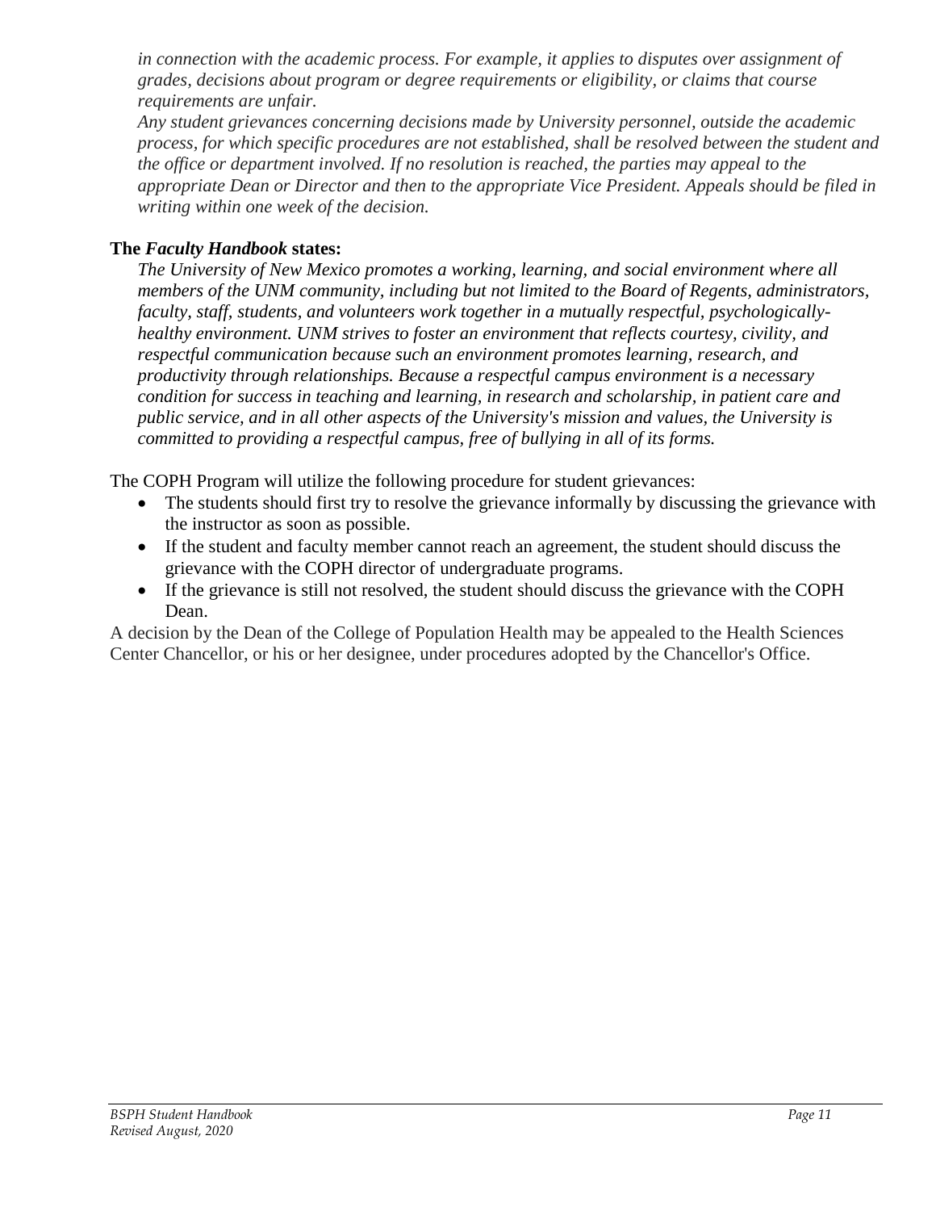*in connection with the academic process. For example, it applies to disputes over assignment of grades, decisions about program or degree requirements or eligibility, or claims that course requirements are unfair.*

*Any student grievances concerning decisions made by University personnel, outside the academic process, for which specific procedures are not established, shall be resolved between the student and the office or department involved. If no resolution is reached, the parties may appeal to the appropriate Dean or Director and then to the appropriate Vice President. Appeals should be filed in writing within one week of the decision.*

**The *Faculty Handbook* states:**

*The University of New Mexico promotes a working, learning, and social environment where all members of the UNM community, including but not limited to the Board of Regents, administrators, faculty, staff, students, and volunteers work together in a mutually respectful, psychologically-healthy environment. UNM strives to foster an environment that reflects courtesy, civility, and respectful communication because such an environment promotes learning, research, and productivity through relationships. Because a respectful campus environment is a necessary condition for success in teaching and learning, in research and scholarship, in patient care and public service, and in all other aspects of the University's mission and values, the University is committed to providing a respectful campus, free of bullying in all of its forms.*

The COPH Program will utilize the following procedure for student grievances:

- The students should first try to resolve the grievance informally by discussing the grievance with the instructor as soon as possible.
- If the student and faculty member cannot reach an agreement, the student should discuss the grievance with the COPH director of undergraduate programs.
- If the grievance is still not resolved, the student should discuss the grievance with the COPH Dean.

A decision by the Dean of the College of Population Health may be appealed to the Health Sciences Center Chancellor, or his or her designee, under procedures adopted by the Chancellor's Office.